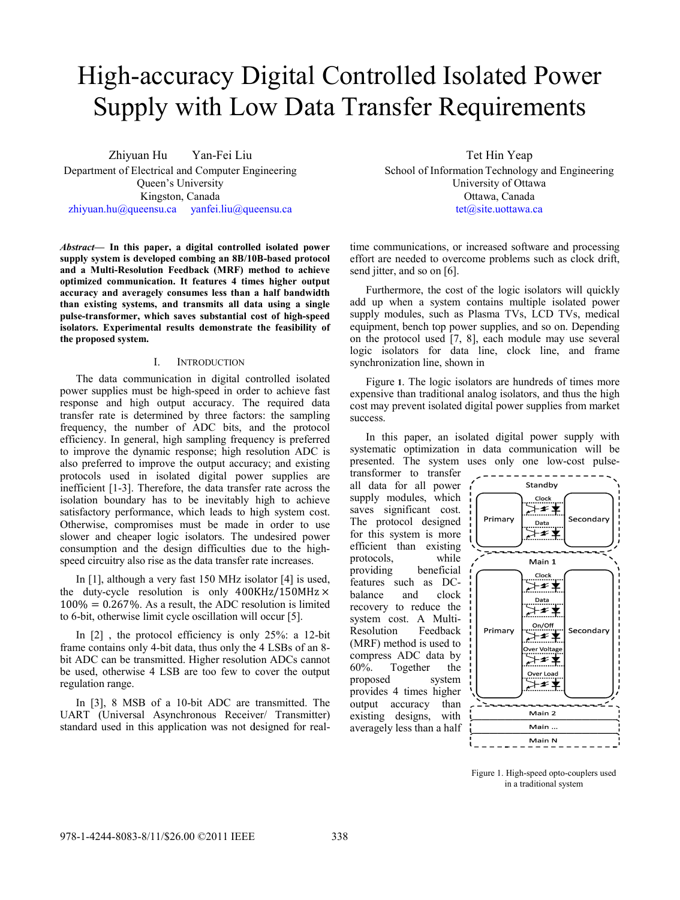# High-accuracy Digital Controlled Isolated Power Supply with Low Data Transfer Requirements

Zhiyuan Hu Yan-Fei Liu
Department of Electrical and Computer Engineering
Queen's University
Kingston, Canada
zhiyuan.hu@queensu.ca yanfei.liu@queensu.ca

Tet Hin Yeap
School of Information Technology and Engineering
University of Ottawa
Ottawa, Canada
tet@site.uottawa.ca

***Abstract*— In this paper, a digital controlled isolated power supply system is developed combing an 8B/10B-based protocol and a Multi-Resolution Feedback (MRF) method to achieve optimized communication. It features 4 times higher output accuracy and averagely consumes less than a half bandwidth than existing systems, and transmits all data using a single pulse-transformer, which saves substantial cost of high-speed isolators. Experimental results demonstrate the feasibility of the proposed system.**

## I. Introduction

The data communication in digital controlled isolated power supplies must be high-speed in order to achieve fast response and high output accuracy. The required data transfer rate is determined by three factors: the sampling frequency, the number of ADC bits, and the protocol efficiency. In general, high sampling frequency is preferred to improve the dynamic response; high resolution ADC is also preferred to improve the output accuracy; and existing protocols used in isolated digital power supplies are inefficient [1-3]. Therefore, the data transfer rate across the isolation boundary has to be inevitably high to achieve satisfactory performance, which leads to high system cost. Otherwise, compromises must be made in order to use slower and cheaper logic isolators. The undesired power consumption and the design difficulties due to the high-speed circuitry also rise as the data transfer rate increases.

In [1], although a very fast 150 MHz isolator [4] is used, the duty-cycle resolution is only $400\text{KHz}/150\text{MHz} \times 100\% = 0.267\%$. As a result, the ADC resolution is limited to 6-bit, otherwise limit cycle oscillation will occur [5].

In [2] , the protocol efficiency is only 25%: a 12-bit frame contains only 4-bit data, thus only the 4 LSBs of an 8-bit ADC can be transmitted. Higher resolution ADCs cannot be used, otherwise 4 LSB are too few to cover the output regulation range.

In [3], 8 MSB of a 10-bit ADC are transmitted. The UART (Universal Asynchronous Receiver/ Transmitter) standard used in this application was not designed for real-time communications, or increased software and processing effort are needed to overcome problems such as clock drift, send jitter, and so on [6].

Furthermore, the cost of the logic isolators will quickly add up when a system contains multiple isolated power supply modules, such as Plasma TVs, LCD TVs, medical equipment, bench top power supplies, and so on. Depending on the protocol used [7, 8], each module may use several logic isolators for data line, clock line, and frame synchronization line, shown in

Figure 1. The logic isolators are hundreds of times more expensive than traditional analog isolators, and thus the high cost may prevent isolated digital power supplies from market success.

In this paper, an isolated digital power supply with systematic optimization in data communication will be presented. The system uses only one low-cost pulse-transformer to transfer all data for all power supply modules, which saves significant cost. The protocol designed for this system is more efficient than existing protocols, while providing beneficial features such as DC-balance and clock recovery to reduce the system cost. A Multi-Resolution Feedback (MRF) method is used to compress ADC data by 60%. Together the proposed system provides 4 times higher output accuracy than existing designs, with averagely less than a half

Figure 1. High-speed opto-couplers used in a traditional system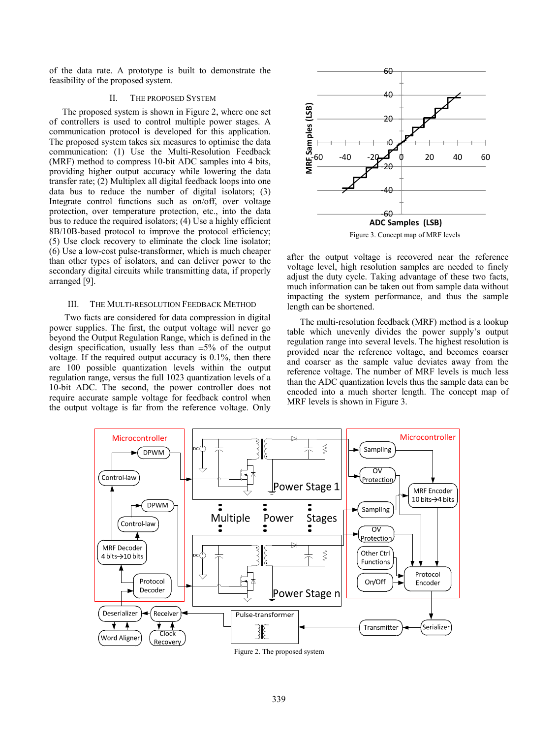of the data rate. A prototype is built to demonstrate the feasibility of the proposed system.

## II. The Proposed System

The proposed system is shown in Figure 2, where one set of controllers is used to control multiple power stages. A communication protocol is developed for this application. The proposed system takes six measures to optimise the data communication: (1) Use the Multi-Resolution Feedback (MRF) method to compress 10-bit ADC samples into 4 bits, providing higher output accuracy while lowering the data transfer rate; (2) Multiplex all digital feedback loops into one data bus to reduce the number of digital isolators; (3) Integrate control functions such as on/off, over voltage protection, over temperature protection, etc., into the data bus to reduce the required isolators; (4) Use a highly efficient 8B/10B-based protocol to improve the protocol efficiency; (5) Use clock recovery to eliminate the clock line isolator; (6) Use a low-cost pulse-transformer, which is much cheaper than other types of isolators, and can deliver power to the secondary digital circuits while transmitting data, if properly arranged [9].

## III. The Multi-Resolution Feedback Method

Two facts are considered for data compression in digital power supplies. The first, the output voltage will never go beyond the Output Regulation Range, which is defined in the design specification, usually less than ±5% of the output voltage. If the required output accuracy is 0.1%, then there are 100 possible quantization levels within the output regulation range, versus the full 1023 quantization levels of a 10-bit ADC. The second, the power controller does not require accurate sample voltage for feedback control when the output voltage is far from the reference voltage. Only after the output voltage is recovered near the reference voltage level, high resolution samples are needed to finely adjust the duty cycle. Taking advantage of these two facts, much information can be taken out from sample data without impacting the system performance, and thus the sample length can be shortened.

Figure 3. Concept map of MRF levels

The multi-resolution feedback (MRF) method is a lookup table which unevenly divides the power supply's output regulation range into several levels. The highest resolution is provided near the reference voltage, and becomes coarser and coarser as the sample value deviates away from the reference voltage. The number of MRF levels is much less than the ADC quantization levels thus the sample data can be encoded into a much shorter length. The concept map of MRF levels is shown in Figure 3.

Figure 2. The proposed system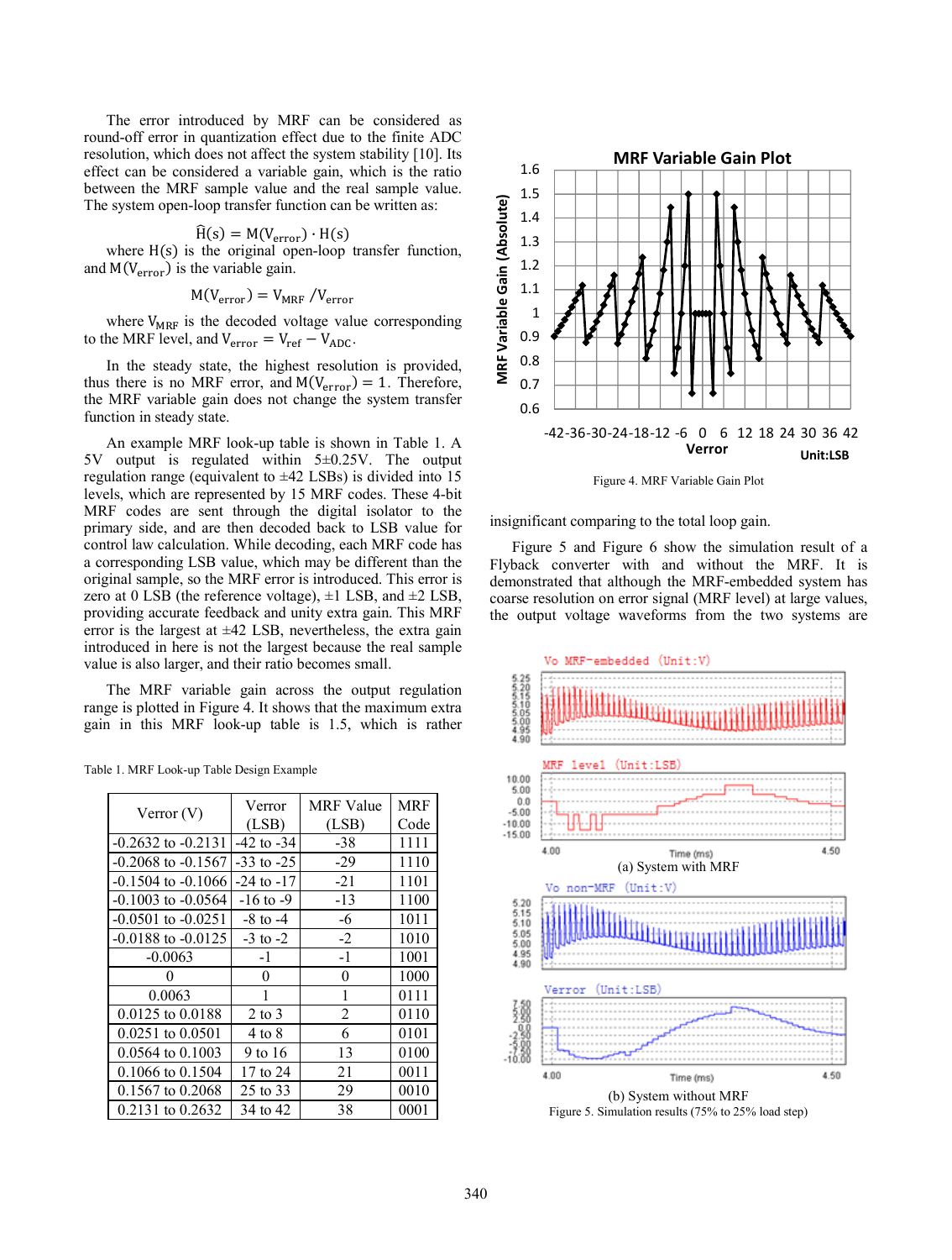The error introduced by MRF can be considered as round-off error in quantization effect due to the finite ADC resolution, which does not affect the system stability [10]. Its effect can be considered a variable gain, which is the ratio between the MRF sample value and the real sample value. The system open-loop transfer function can be written as:

$$\widehat{H}(s) = M(V_{error}) \cdot H(s)$$

where H(s) is the original open-loop transfer function, and $M(V_{error})$ is the variable gain.

$$M(V_{error}) = V_{MRF} / V_{error}$$

where $V_{MRF}$ is the decoded voltage value corresponding to the MRF level, and $V_{error} = V_{ref} - V_{ADC}$.

In the steady state, the highest resolution is provided, thus there is no MRF error, and $M(V_{error}) = 1$. Therefore, the MRF variable gain does not change the system transfer function in steady state.

An example MRF look-up table is shown in Table 1. A 5V output is regulated within 5±0.25V. The output regulation range (equivalent to ±42 LSBs) is divided into 15 levels, which are represented by 15 MRF codes. These 4-bit MRF codes are sent through the digital isolator to the primary side, and are then decoded back to LSB value for control law calculation. While decoding, each MRF code has a corresponding LSB value, which may be different than the original sample, so the MRF error is introduced. This error is zero at 0 LSB (the reference voltage), ±1 LSB, and ±2 LSB, providing accurate feedback and unity extra gain. This MRF error is the largest at ±42 LSB, nevertheless, the extra gain introduced in here is not the largest because the real sample value is also larger, and their ratio becomes small.

The MRF variable gain across the output regulation range is plotted in Figure 4. It shows that the maximum extra gain in this MRF look-up table is 1.5, which is rather insignificant comparing to the total loop gain.

Table 1. MRF Look-up Table Design Example

| Verror (V) | Verror (LSB) | MRF Value (LSB) | MRF Code |
|---|---|---|---|
| -0.2632 to -0.2131 | -42 to -34 | -38 | 1111 |
| -0.2068 to -0.1567 | -33 to -25 | -29 | 1110 |
| -0.1504 to -0.1066 | -24 to -17 | -21 | 1101 |
| -0.1003 to -0.0564 | -16 to -9 | -13 | 1100 |
| -0.0501 to -0.0251 | -8 to -4 | -6 | 1011 |
| -0.0188 to -0.0125 | -3 to -2 | -2 | 1010 |
| -0.0063 | -1 | -1 | 1001 |
| 0 | 0 | 0 | 1000 |
| 0.0063 | 1 | 1 | 0111 |
| 0.0125 to 0.0188 | 2 to 3 | 2 | 0110 |
| 0.0251 to 0.0501 | 4 to 8 | 6 | 0101 |
| 0.0564 to 0.1003 | 9 to 16 | 13 | 0100 |
| 0.1066 to 0.1504 | 17 to 24 | 21 | 0011 |
| 0.1567 to 0.2068 | 25 to 33 | 29 | 0010 |
| 0.2131 to 0.2632 | 34 to 42 | 38 | 0001 |

Figure 4. MRF Variable Gain Plot

Figure 5 and Figure 6 show the simulation result of a Flyback converter with and without the MRF. It is demonstrated that although the MRF-embedded system has coarse resolution on error signal (MRF level) at large values, the output voltage waveforms from the two systems are

(a) System with MRF

(b) System without MRF

Figure 5. Simulation results (75% to 25% load step)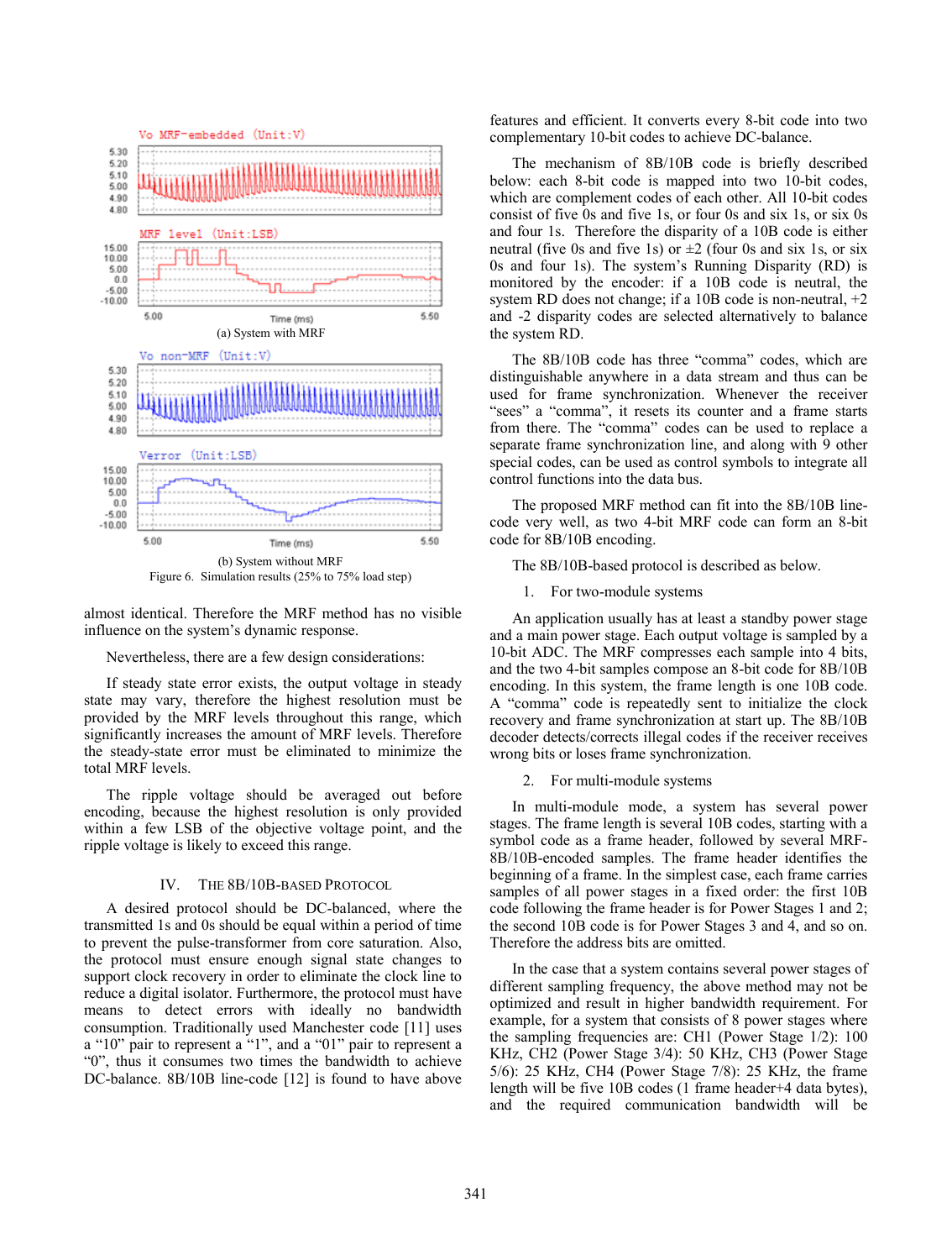(a) System with MRF

(b) System without MRF

Figure 6. Simulation results (25% to 75% load step)

almost identical. Therefore the MRF method has no visible influence on the system's dynamic response.

Nevertheless, there are a few design considerations:

If steady state error exists, the output voltage in steady state may vary, therefore the highest resolution must be provided by the MRF levels throughout this range, which significantly increases the amount of MRF levels. Therefore the steady-state error must be eliminated to minimize the total MRF levels.

The ripple voltage should be averaged out before encoding, because the highest resolution is only provided within a few LSB of the objective voltage point, and the ripple voltage is likely to exceed this range.

## IV. The 8B/10B-based Protocol

A desired protocol should be DC-balanced, where the transmitted 1s and 0s should be equal within a period of time to prevent the pulse-transformer from core saturation. Also, the protocol must ensure enough signal state changes to support clock recovery in order to eliminate the clock line to reduce a digital isolator. Furthermore, the protocol must have means to detect errors with ideally no bandwidth consumption. Traditionally used Manchester code [11] uses a "10" pair to represent a "1", and a "01" pair to represent a "0", thus it consumes two times the bandwidth to achieve DC-balance. 8B/10B line-code [12] is found to have above features and efficient. It converts every 8-bit code into two complementary 10-bit codes to achieve DC-balance.

The mechanism of 8B/10B code is briefly described below: each 8-bit code is mapped into two 10-bit codes, which are complement codes of each other. All 10-bit codes consist of five 0s and five 1s, or four 0s and six 1s, or six 0s and four 1s. Therefore the disparity of a 10B code is either neutral (five 0s and five 1s) or ±2 (four 0s and six 1s, or six 0s and four 1s). The system's Running Disparity (RD) is monitored by the encoder: if a 10B code is neutral, the system RD does not change; if a 10B code is non-neutral, +2 and -2 disparity codes are selected alternatively to balance the system RD.

The 8B/10B code has three "comma" codes, which are distinguishable anywhere in a data stream and thus can be used for frame synchronization. Whenever the receiver "sees" a "comma", it resets its counter and a frame starts from there. The "comma" codes can be used to replace a separate frame synchronization line, and along with 9 other special codes, can be used as control symbols to integrate all control functions into the data bus.

The proposed MRF method can fit into the 8B/10B line-code very well, as two 4-bit MRF code can form an 8-bit code for 8B/10B encoding.

The 8B/10B-based protocol is described as below.

1. For two-module systems

An application usually has at least a standby power stage and a main power stage. Each output voltage is sampled by a 10-bit ADC. The MRF compresses each sample into 4 bits, and the two 4-bit samples compose an 8-bit code for 8B/10B encoding. In this system, the frame length is one 10B code. A "comma" code is repeatedly sent to initialize the clock recovery and frame synchronization at start up. The 8B/10B decoder detects/corrects illegal codes if the receiver receives wrong bits or loses frame synchronization.

2. For multi-module systems

In multi-module mode, a system has several power stages. The frame length is several 10B codes, starting with a symbol code as a frame header, followed by several MRF-8B/10B-encoded samples. The frame header identifies the beginning of a frame. In the simplest case, each frame carries samples of all power stages in a fixed order: the first 10B code following the frame header is for Power Stages 1 and 2; the second 10B code is for Power Stages 3 and 4, and so on. Therefore the address bits are omitted.

In the case that a system contains several power stages of different sampling frequency, the above method may not be optimized and result in higher bandwidth requirement. For example, for a system that consists of 8 power stages where the sampling frequencies are: CH1 (Power Stage 1/2): 100 KHz, CH2 (Power Stage 3/4): 50 KHz, CH3 (Power Stage 5/6): 25 KHz, CH4 (Power Stage 7/8): 25 KHz, the frame length will be five 10B codes (1 frame header+4 data bytes), and the required communication bandwidth will be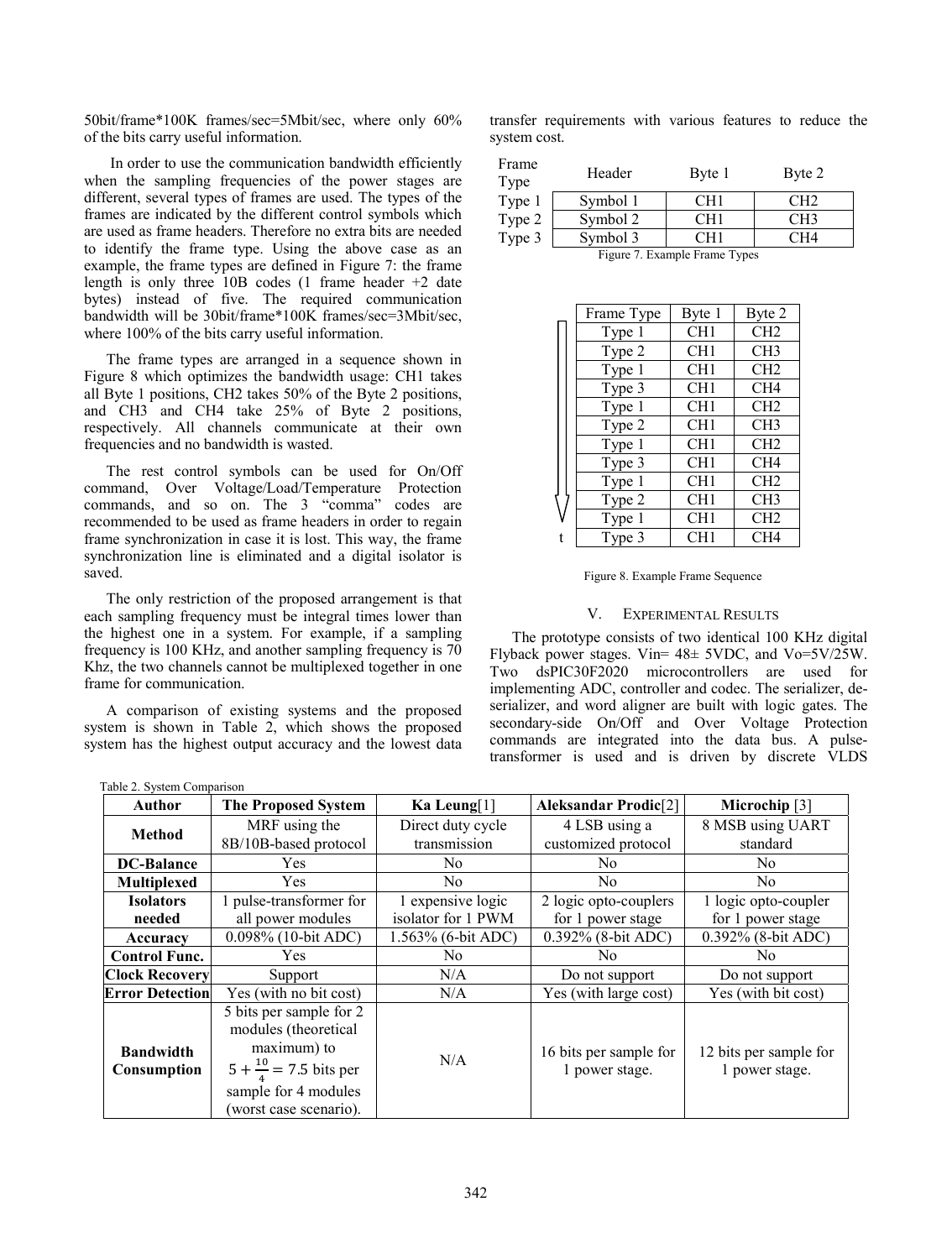50bit/frame*100K frames/sec=5Mbit/sec, where only 60% of the bits carry useful information.

In order to use the communication bandwidth efficiently when the sampling frequencies of the power stages are different, several types of frames are used. The types of the frames are indicated by the different control symbols which are used as frame headers. Therefore no extra bits are needed to identify the frame type. Using the above case as an example, the frame types are defined in Figure 7: the frame length is only three 10B codes (1 frame header +2 date bytes) instead of five. The required communication bandwidth will be 30bit/frame*100K frames/sec=3Mbit/sec, where 100% of the bits carry useful information.

The frame types are arranged in a sequence shown in Figure 8 which optimizes the bandwidth usage: CH1 takes all Byte 1 positions, CH2 takes 50% of the Byte 2 positions, and CH3 and CH4 take 25% of Byte 2 positions, respectively. All channels communicate at their own frequencies and no bandwidth is wasted.

The rest control symbols can be used for On/Off command, Over Voltage/Load/Temperature Protection commands, and so on. The 3 "comma" codes are recommended to be used as frame headers in order to regain frame synchronization in case it is lost. This way, the frame synchronization line is eliminated and a digital isolator is saved.

The only restriction of the proposed arrangement is that each sampling frequency must be integral times lower than the highest one in a system. For example, if a sampling frequency is 100 KHz, and another sampling frequency is 70 Khz, the two channels cannot be multiplexed together in one frame for communication.

A comparison of existing systems and the proposed system is shown in Table 2, which shows the proposed system has the highest output accuracy and the lowest data transfer requirements with various features to reduce the system cost.

| Frame Type | Header | Byte 1 | Byte 2 |
|---|---|---|---|
| Type 1 | Symbol 1 | CH1 | CH2 |
| Type 2 | Symbol 2 | CH1 | CH3 |
| Type 3 | Symbol 3 | CH1 | CH4 |

Figure 7. Example Frame Types

| Frame Type | Byte 1 | Byte 2 |
|---|---|---|
| Type 1 | CH1 | CH2 |
| Type 2 | CH1 | CH3 |
| Type 1 | CH1 | CH2 |
| Type 3 | CH1 | CH4 |
| Type 1 | CH1 | CH2 |
| Type 2 | CH1 | CH3 |
| Type 1 | CH1 | CH2 |
| Type 3 | CH1 | CH4 |
| Type 1 | CH1 | CH2 |
| Type 2 | CH1 | CH3 |
| Type 1 | CH1 | CH2 |
| Type 3 | CH1 | CH4 |

t

Figure 8. Example Frame Sequence

## V. Experimental Results

The prototype consists of two identical 100 KHz digital Flyback power stages. Vin= 48± 5VDC, and Vo=5V/25W. Two dsPIC30F2020 microcontrollers are used for implementing ADC, controller and codec. The serializer, de-serializer, and word aligner are built with logic gates. The secondary-side On/Off and Over Voltage Protection commands are integrated into the data bus. A pulse-transformer is used and is driven by discrete VLDS

Table 2. System Comparison

| Author | The Proposed System | Ka Leung[1] | Aleksandar Prodic[2] | Microchip [3] |
|---|---|---|---|---|
| **Method** | MRF using the 8B/10B-based protocol | Direct duty cycle transmission | 4 LSB using a customized protocol | 8 MSB using UART standard |
| **DC-Balance** | Yes | No | No | No |
| **Multiplexed** | Yes | No | No | No |
| **Isolators needed** | 1 pulse-transformer for all power modules | 1 expensive logic isolator for 1 PWM | 2 logic opto-couplers for 1 power stage | 1 logic opto-coupler for 1 power stage |
| **Accuracy** | 0.098% (10-bit ADC) | 1.563% (6-bit ADC) | 0.392% (8-bit ADC) | 0.392% (8-bit ADC) |
| **Control Func.** | Yes | No | No | No |
| **Clock Recovery** | Support | N/A | Do not support | Do not support |
| **Error Detection** | Yes (with no bit cost) | N/A | Yes (with large cost) | Yes (with bit cost) |
| **Bandwidth Consumption** | 5 bits per sample for 2 modules (theoretical maximum) to $5+\frac{10}{4}=7.5$ bits per sample for 4 modules (worst case scenario). | N/A | 16 bits per sample for 1 power stage. | 12 bits per sample for 1 power stage. |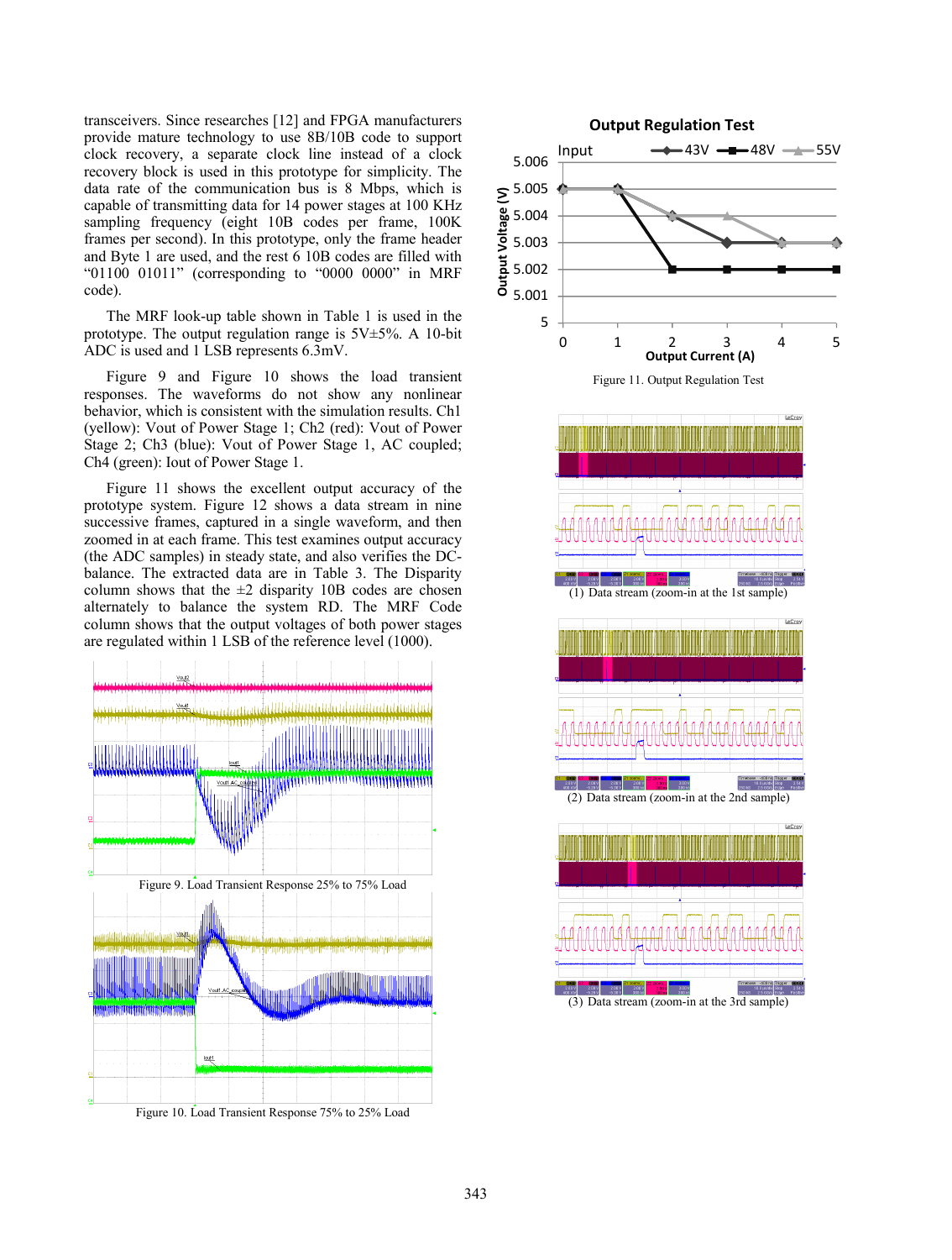transceivers. Since researches [12] and FPGA manufacturers provide mature technology to use 8B/10B code to support clock recovery, a separate clock line instead of a clock recovery block is used in this prototype for simplicity. The data rate of the communication bus is 8 Mbps, which is capable of transmitting data for 14 power stages at 100 KHz sampling frequency (eight 10B codes per frame, 100K frames per second). In this prototype, only the frame header and Byte 1 are used, and the rest 6 10B codes are filled with "01100 01011" (corresponding to "0000 0000" in MRF code).

The MRF look-up table shown in Table 1 is used in the prototype. The output regulation range is 5V±5%. A 10-bit ADC is used and 1 LSB represents 6.3mV.

Figure 9 and Figure 10 shows the load transient responses. The waveforms do not show any nonlinear behavior, which is consistent with the simulation results. Ch1 (yellow): Vout of Power Stage 1; Ch2 (red): Vout of Power Stage 2; Ch3 (blue): Vout of Power Stage 1, AC coupled; Ch4 (green): Iout of Power Stage 1.

Figure 11 shows the excellent output accuracy of the prototype system. Figure 12 shows a data stream in nine successive frames, captured in a single waveform, and then zoomed in at each frame. This test examines output accuracy (the ADC samples) in steady state, and also verifies the DC-balance. The extracted data are in Table 3. The Disparity column shows that the ±2 disparity 10B codes are chosen alternately to balance the system RD. The MRF Code column shows that the output voltages of both power stages are regulated within 1 LSB of the reference level (1000).

Figure 9. Load Transient Response 25% to 75% Load

Figure 10. Load Transient Response 75% to 25% Load

Figure 11. Output Regulation Test

(1) Data stream (zoom-in at the 1st sample)

(2) Data stream (zoom-in at the 2nd sample)

(3) Data stream (zoom-in at the 3rd sample)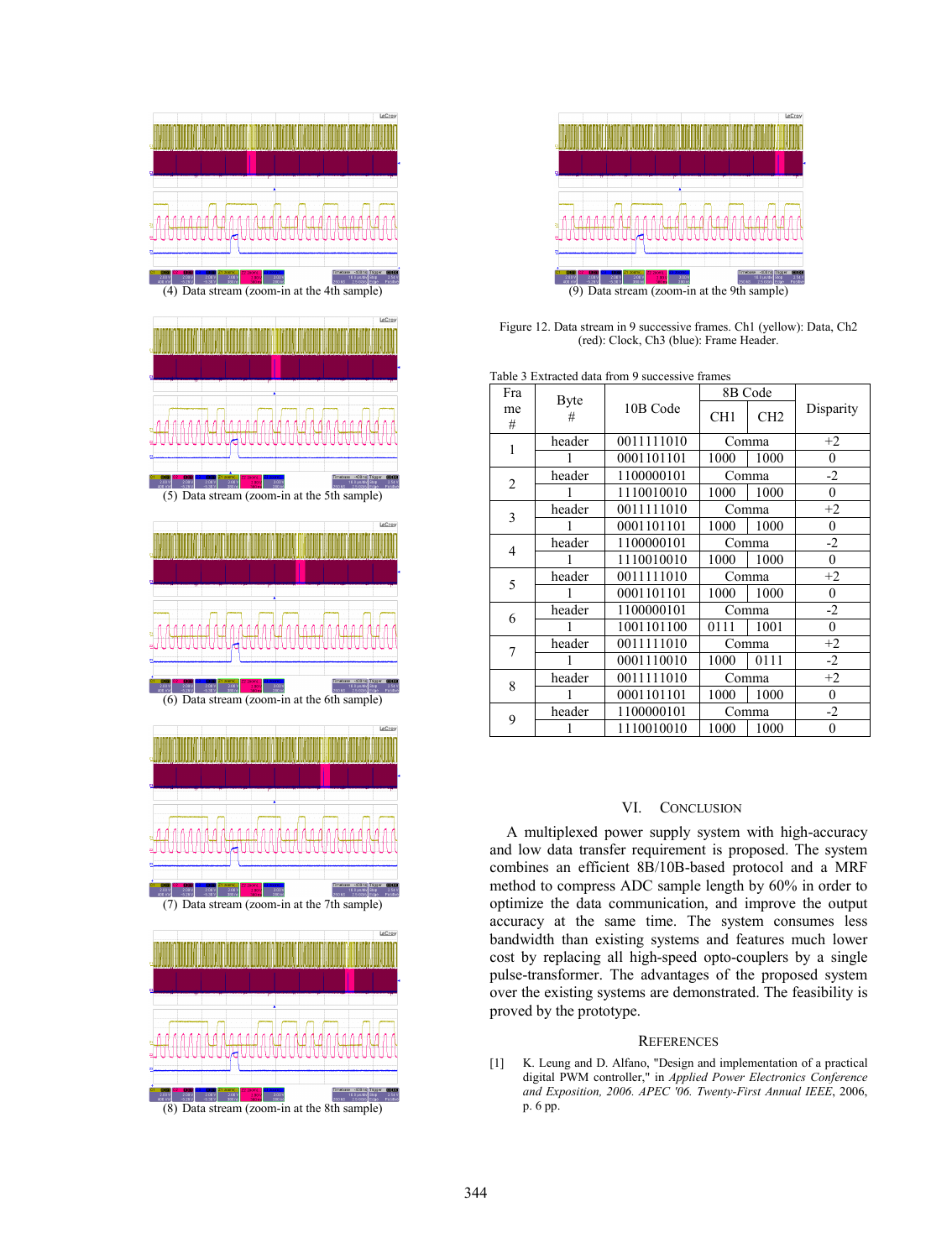(4) Data stream (zoom-in at the 4th sample)

(5) Data stream (zoom-in at the 5th sample)

(6) Data stream (zoom-in at the 6th sample)

(7) Data stream (zoom-in at the 7th sample)

(8) Data stream (zoom-in at the 8th sample)

(9) Data stream (zoom-in at the 9th sample)

Figure 12. Data stream in 9 successive frames. Ch1 (yellow): Data, Ch2 (red): Clock, Ch3 (blue): Frame Header.

Table 3 Extracted data from 9 successive frames

| Frame # | Byte # | 10B Code | 8B Code | | Disparity |
|---|---|---|---|---|---|
| | | | CH1 | CH2 | |
| 1 | header | 0011111010 | Comma | | +2 |
| | 1 | 0001101101 | 1000 | 1000 | 0 |
| 2 | header | 1100000101 | Comma | | -2 |
| | 1 | 1110010010 | 1000 | 1000 | 0 |
| 3 | header | 0011111010 | Comma | | +2 |
| | 1 | 0001101101 | 1000 | 1000 | 0 |
| 4 | header | 1100000101 | Comma | | -2 |
| | 1 | 1110010010 | 1000 | 1000 | 0 |
| 5 | header | 0011111010 | Comma | | +2 |
| | 1 | 0001101101 | 1000 | 1000 | 0 |
| 6 | header | 1100000101 | Comma | | -2 |
| | 1 | 1001101100 | 0111 | 1001 | 0 |
| 7 | header | 0011111010 | Comma | | +2 |
| | 1 | 0001110010 | 1000 | 0111 | -2 |
| 8 | header | 0011111010 | Comma | | +2 |
| | 1 | 0001101101 | 1000 | 1000 | 0 |
| 9 | header | 1100000101 | Comma | | -2 |
| | 1 | 1110010010 | 1000 | 1000 | 0 |

## VI. Conclusion

A multiplexed power supply system with high-accuracy and low data transfer requirement is proposed. The system combines an efficient 8B/10B-based protocol and a MRF method to compress ADC sample length by 60% in order to optimize the data communication, and improve the output accuracy at the same time. The system consumes less bandwidth than existing systems and features much lower cost by replacing all high-speed opto-couplers by a single pulse-transformer. The advantages of the proposed system over the existing systems are demonstrated. The feasibility is proved by the prototype.

## References

[1] K. Leung and D. Alfano, "Design and implementation of a practical digital PWM controller," in *Applied Power Electronics Conference and Exposition, 2006. APEC '06. Twenty-First Annual IEEE*, 2006, p. 6 pp.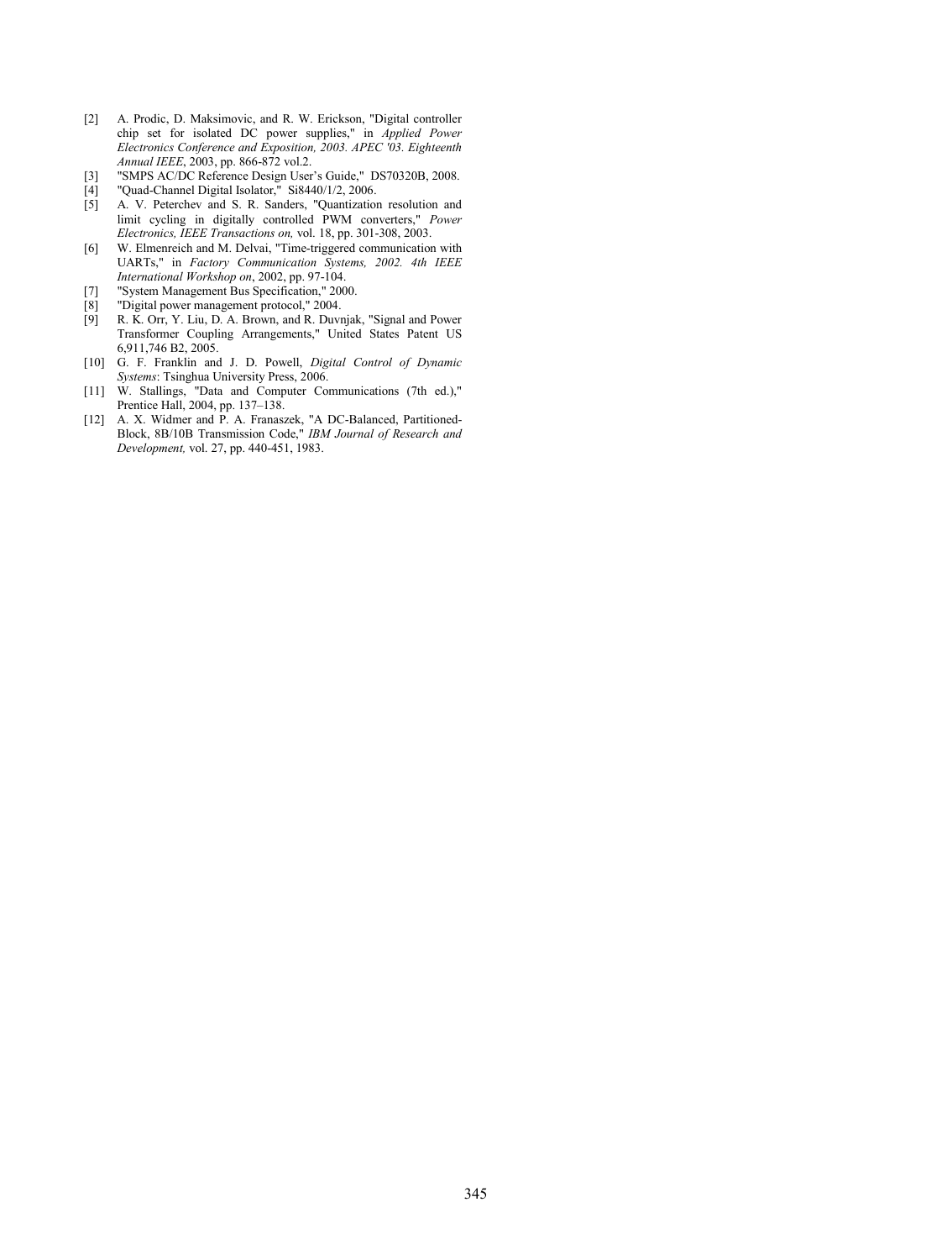[2] A. Prodic, D. Maksimovic, and R. W. Erickson, "Digital controller chip set for isolated DC power supplies," in *Applied Power Electronics Conference and Exposition, 2003. APEC '03. Eighteenth Annual IEEE*, 2003, pp. 866-872 vol.2.

[3] "SMPS AC/DC Reference Design User's Guide," DS70320B, 2008.

[4] "Quad-Channel Digital Isolator," Si8440/1/2, 2006.

[5] A. V. Peterchev and S. R. Sanders, "Quantization resolution and limit cycling in digitally controlled PWM converters," *Power Electronics, IEEE Transactions on,* vol. 18, pp. 301-308, 2003.

[6] W. Elmenreich and M. Delvai, "Time-triggered communication with UARTs," in *Factory Communication Systems, 2002. 4th IEEE International Workshop on*, 2002, pp. 97-104.

[7] "System Management Bus Specification," 2000.

[8] "Digital power management protocol," 2004.

[9] R. K. Orr, Y. Liu, D. A. Brown, and R. Duvnjak, "Signal and Power Transformer Coupling Arrangements," United States Patent US 6,911,746 B2, 2005.

[10] G. F. Franklin and J. D. Powell, *Digital Control of Dynamic Systems*: Tsinghua University Press, 2006.

[11] W. Stallings, "Data and Computer Communications (7th ed.)," Prentice Hall, 2004, pp. 137–138.

[12] A. X. Widmer and P. A. Franaszek, "A DC-Balanced, Partitioned-Block, 8B/10B Transmission Code," *IBM Journal of Research and Development,* vol. 27, pp. 440-451, 1983.